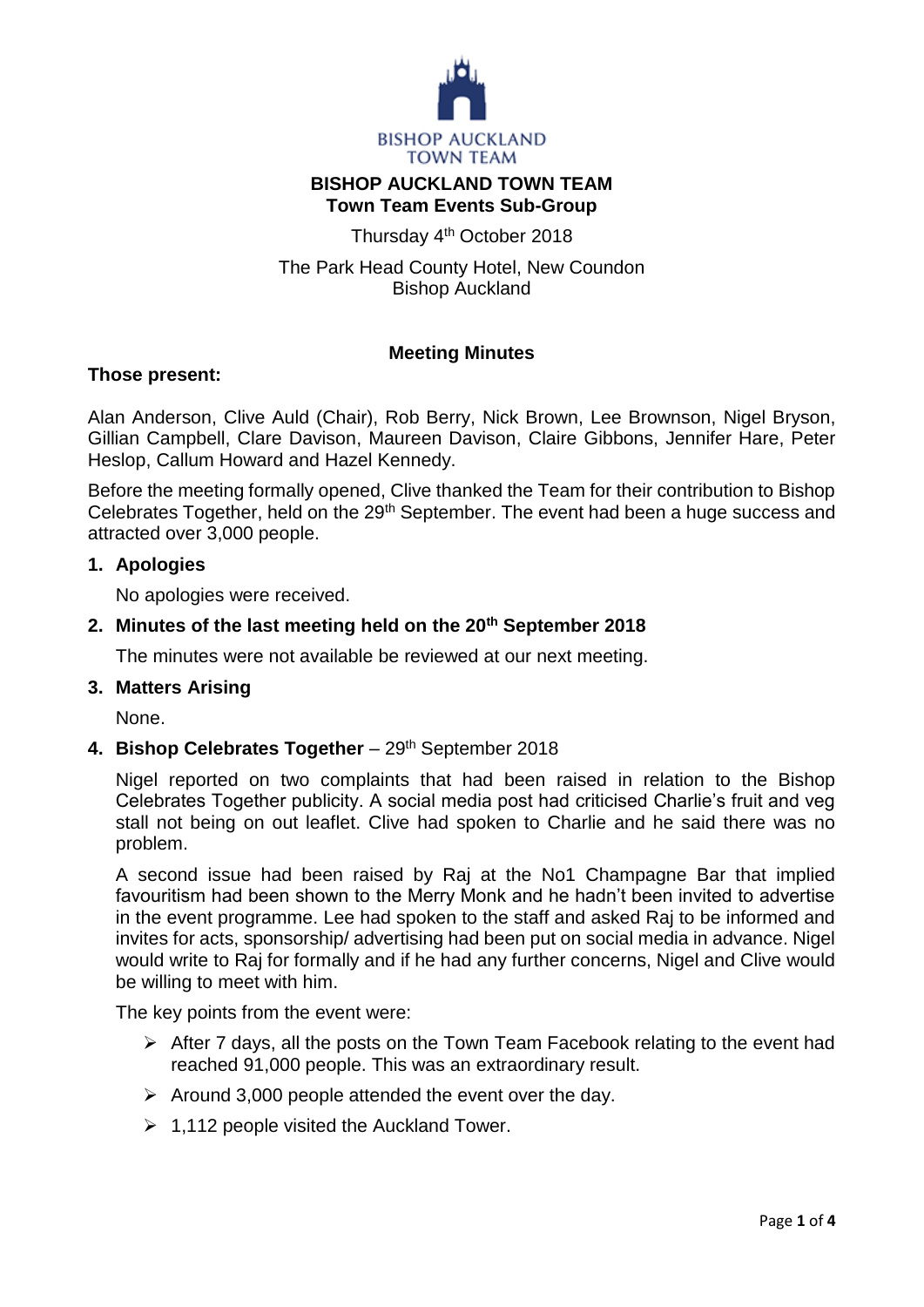BISHOP AUCKLAND TOWN TEAM

# BISHOP AUCKLAND TOWN TEAM
## Town Team Events Sub-Group

Thursday 4th October 2018

The Park Head County Hotel, New Coundon
Bishop Auckland

### Meeting Minutes

**Those present:**

Alan Anderson, Clive Auld (Chair), Rob Berry, Nick Brown, Lee Brownson, Nigel Bryson, Gillian Campbell, Clare Davison, Maureen Davison, Claire Gibbons, Jennifer Hare, Peter Heslop, Callum Howard and Hazel Kennedy.

Before the meeting formally opened, Clive thanked the Team for their contribution to Bishop Celebrates Together, held on the 29th September. The event had been a huge success and attracted over 3,000 people.

1. **Apologies**

   No apologies were received.

2. **Minutes of the last meeting held on the 20th September 2018**

   The minutes were not available be reviewed at our next meeting.

3. **Matters Arising**

   None.

4. **Bishop Celebrates Together** – 29th September 2018

   Nigel reported on two complaints that had been raised in relation to the Bishop Celebrates Together publicity. A social media post had criticised Charlie's fruit and veg stall not being on out leaflet. Clive had spoken to Charlie and he said there was no problem.

   A second issue had been raised by Raj at the No1 Champagne Bar that implied favouritism had been shown to the Merry Monk and he hadn't been invited to advertise in the event programme. Lee had spoken to the staff and asked Raj to be informed and invites for acts, sponsorship/ advertising had been put on social media in advance. Nigel would write to Raj for formally and if he had any further concerns, Nigel and Clive would be willing to meet with him.

   The key points from the event were:

   - After 7 days, all the posts on the Town Team Facebook relating to the event had reached 91,000 people. This was an extraordinary result.
   - Around 3,000 people attended the event over the day.
   - 1,112 people visited the Auckland Tower.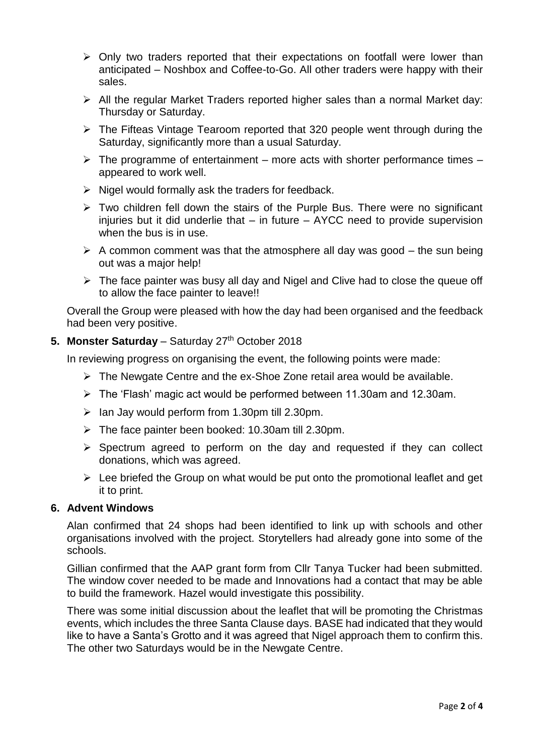- Only two traders reported that their expectations on footfall were lower than anticipated – Noshbox and Coffee-to-Go. All other traders were happy with their sales.
- All the regular Market Traders reported higher sales than a normal Market day: Thursday or Saturday.
- The Fifteas Vintage Tearoom reported that 320 people went through during the Saturday, significantly more than a usual Saturday.
- The programme of entertainment – more acts with shorter performance times – appeared to work well.
- Nigel would formally ask the traders for feedback.
- Two children fell down the stairs of the Purple Bus. There were no significant injuries but it did underlie that – in future – AYCC need to provide supervision when the bus is in use.
- A common comment was that the atmosphere all day was good – the sun being out was a major help!
- The face painter was busy all day and Nigel and Clive had to close the queue off to allow the face painter to leave!!

Overall the Group were pleased with how the day had been organised and the feedback had been very positive.

**5. Monster Saturday** – Saturday 27th October 2018

In reviewing progress on organising the event, the following points were made:

- The Newgate Centre and the ex-Shoe Zone retail area would be available.
- The 'Flash' magic act would be performed between 11.30am and 12.30am.
- Ian Jay would perform from 1.30pm till 2.30pm.
- The face painter been booked: 10.30am till 2.30pm.
- Spectrum agreed to perform on the day and requested if they can collect donations, which was agreed.
- Lee briefed the Group on what would be put onto the promotional leaflet and get it to print.

**6. Advent Windows**

Alan confirmed that 24 shops had been identified to link up with schools and other organisations involved with the project. Storytellers had already gone into some of the schools.

Gillian confirmed that the AAP grant form from Cllr Tanya Tucker had been submitted. The window cover needed to be made and Innovations had a contact that may be able to build the framework. Hazel would investigate this possibility.

There was some initial discussion about the leaflet that will be promoting the Christmas events, which includes the three Santa Clause days. BASE had indicated that they would like to have a Santa's Grotto and it was agreed that Nigel approach them to confirm this. The other two Saturdays would be in the Newgate Centre.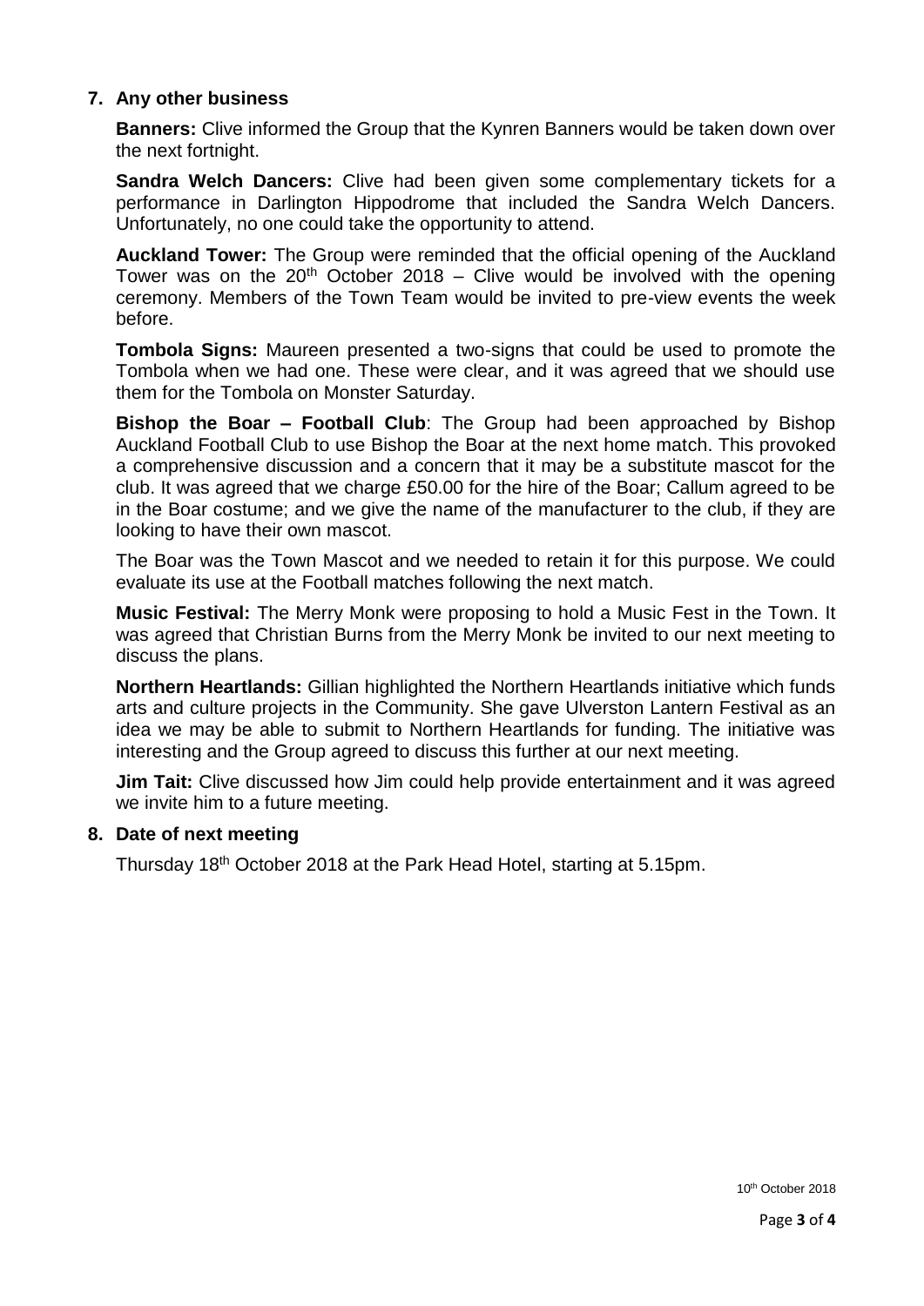## 7. Any other business

**Banners:** Clive informed the Group that the Kynren Banners would be taken down over the next fortnight.

**Sandra Welch Dancers:** Clive had been given some complementary tickets for a performance in Darlington Hippodrome that included the Sandra Welch Dancers. Unfortunately, no one could take the opportunity to attend.

**Auckland Tower:** The Group were reminded that the official opening of the Auckland Tower was on the 20th October 2018 – Clive would be involved with the opening ceremony. Members of the Town Team would be invited to pre-view events the week before.

**Tombola Signs:** Maureen presented a two-signs that could be used to promote the Tombola when we had one. These were clear, and it was agreed that we should use them for the Tombola on Monster Saturday.

**Bishop the Boar – Football Club**: The Group had been approached by Bishop Auckland Football Club to use Bishop the Boar at the next home match. This provoked a comprehensive discussion and a concern that it may be a substitute mascot for the club. It was agreed that we charge £50.00 for the hire of the Boar; Callum agreed to be in the Boar costume; and we give the name of the manufacturer to the club, if they are looking to have their own mascot.

The Boar was the Town Mascot and we needed to retain it for this purpose. We could evaluate its use at the Football matches following the next match.

**Music Festival:** The Merry Monk were proposing to hold a Music Fest in the Town. It was agreed that Christian Burns from the Merry Monk be invited to our next meeting to discuss the plans.

**Northern Heartlands:** Gillian highlighted the Northern Heartlands initiative which funds arts and culture projects in the Community. She gave Ulverston Lantern Festival as an idea we may be able to submit to Northern Heartlands for funding. The initiative was interesting and the Group agreed to discuss this further at our next meeting.

**Jim Tait:** Clive discussed how Jim could help provide entertainment and it was agreed we invite him to a future meeting.

## 8. Date of next meeting

Thursday 18th October 2018 at the Park Head Hotel, starting at 5.15pm.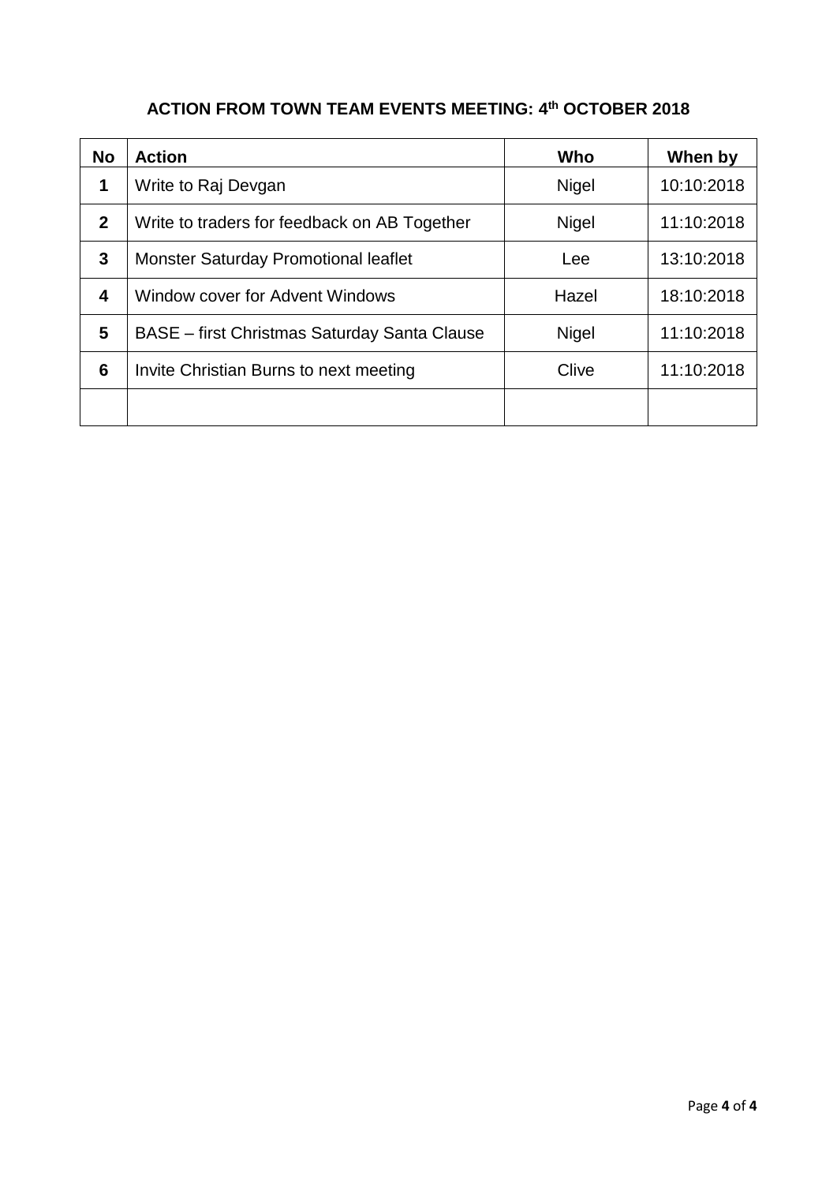## ACTION FROM TOWN TEAM EVENTS MEETING: 4th OCTOBER 2018

| No | Action | Who | When by |
|---|---|---|---|
| 1 | Write to Raj Devgan | Nigel | 10:10:2018 |
| 2 | Write to traders for feedback on AB Together | Nigel | 11:10:2018 |
| 3 | Monster Saturday Promotional leaflet | Lee | 13:10:2018 |
| 4 | Window cover for Advent Windows | Hazel | 18:10:2018 |
| 5 | BASE – first Christmas Saturday Santa Clause | Nigel | 11:10:2018 |
| 6 | Invite Christian Burns to next meeting | Clive | 11:10:2018 |
| | | | |